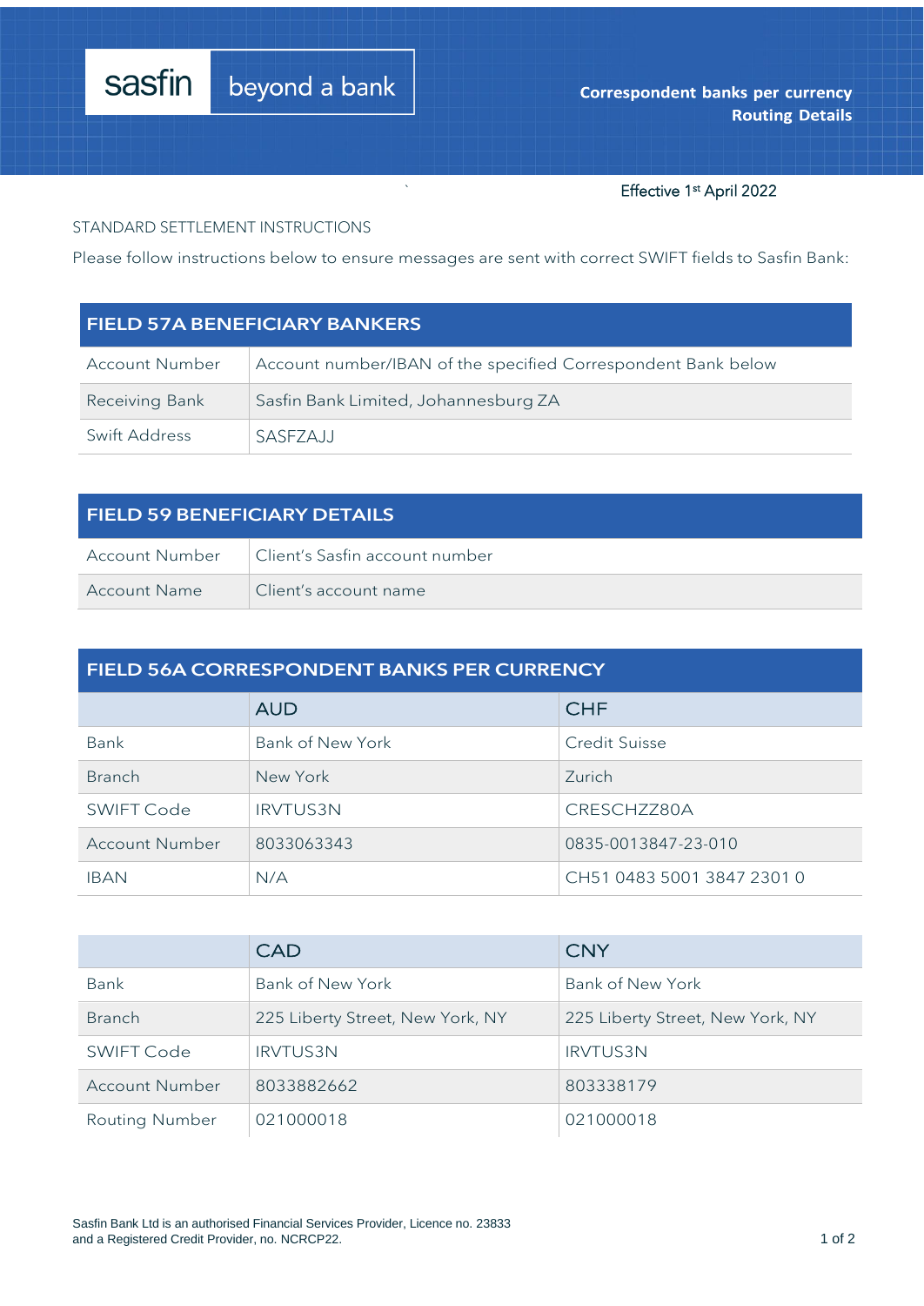sasfin beyond a bank

**Correspondent banks per currency**
**Routing Details**

Effective 1st April 2022

STANDARD SETTLEMENT INSTRUCTIONS

Please follow instructions below to ensure messages are sent with correct SWIFT fields to Sasfin Bank:

| FIELD 57A BENEFICIARY BANKERS | |
|---|---|
| Account Number | Account number/IBAN of the specified Correspondent Bank below |
| Receiving Bank | Sasfin Bank Limited, Johannesburg ZA |
| Swift Address | SASFZAJJ |

| FIELD 59 BENEFICIARY DETAILS | |
|---|---|
| Account Number | Client's Sasfin account number |
| Account Name | Client's account name |

## FIELD 56A CORRESPONDENT BANKS PER CURRENCY

| | AUD | CHF |
|---|---|---|
| Bank | Bank of New York | Credit Suisse |
| Branch | New York | Zurich |
| SWIFT Code | IRVTUS3N | CRESCHZZ80A |
| Account Number | 8033063343 | 0835-0013847-23-010 |
| IBAN | N/A | CH51 0483 5001 3847 2301 0 |

| | CAD | CNY |
|---|---|---|
| Bank | Bank of New York | Bank of New York |
| Branch | 225 Liberty Street, New York, NY | 225 Liberty Street, New York, NY |
| SWIFT Code | IRVTUS3N | IRVTUS3N |
| Account Number | 8033882662 | 803338179 |
| Routing Number | 021000018 | 021000018 |

Sasfin Bank Ltd is an authorised Financial Services Provider, Licence no. 23833 and a Registered Credit Provider, no. NCRCP22.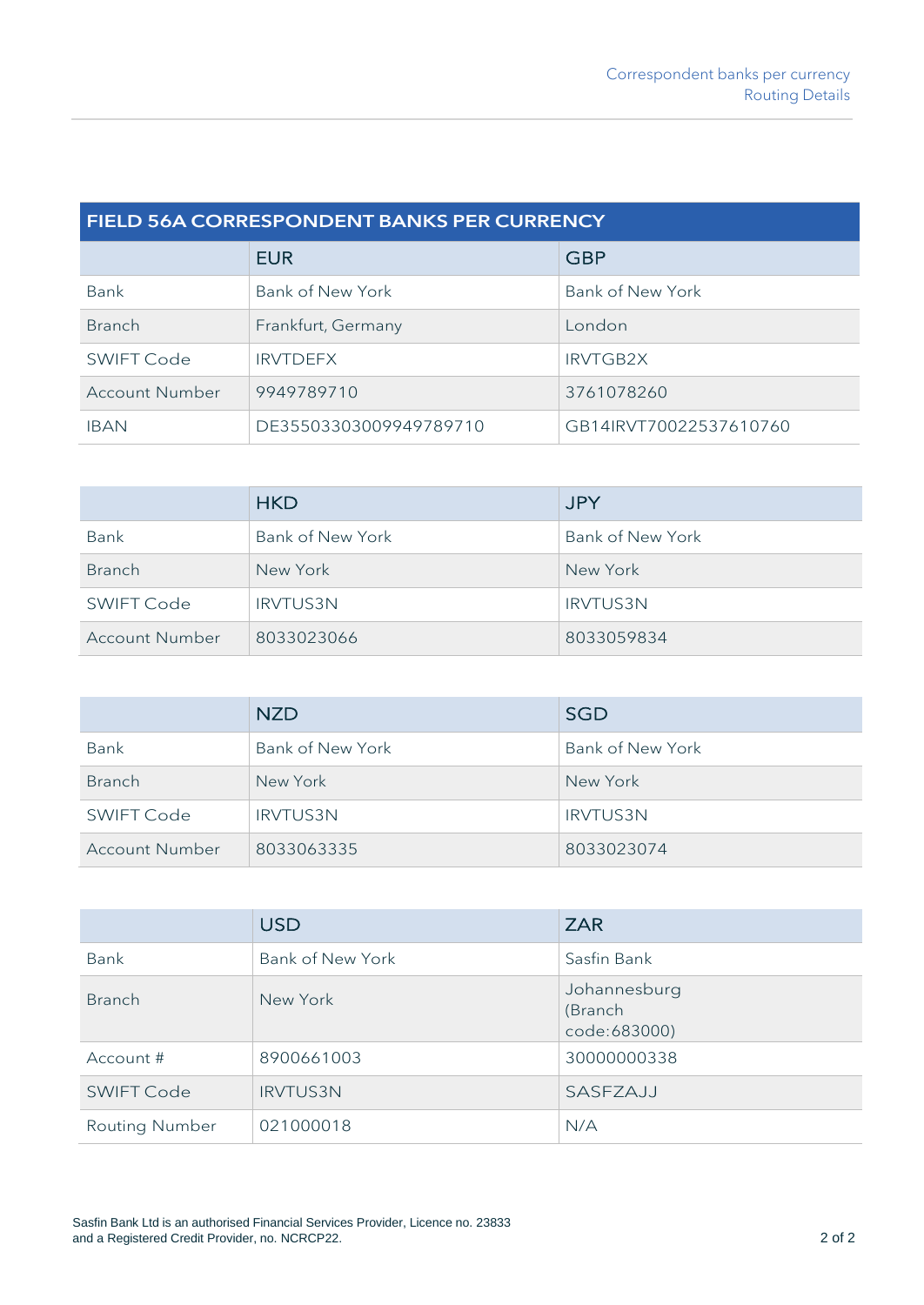## FIELD 56A CORRESPONDENT BANKS PER CURRENCY

| | EUR | GBP |
|---|---|---|
| Bank | Bank of New York | Bank of New York |
| Branch | Frankfurt, Germany | London |
| SWIFT Code | IRVTDEFX | IRVTGB2X |
| Account Number | 9949789710 | 3761078260 |
| IBAN | DE35503303009949789710 | GB14IRVT70022537610760 |

| | HKD | JPY |
|---|---|---|
| Bank | Bank of New York | Bank of New York |
| Branch | New York | New York |
| SWIFT Code | IRVTUS3N | IRVTUS3N |
| Account Number | 8033023066 | 8033059834 |

| | NZD | SGD |
|---|---|---|
| Bank | Bank of New York | Bank of New York |
| Branch | New York | New York |
| SWIFT Code | IRVTUS3N | IRVTUS3N |
| Account Number | 8033063335 | 8033023074 |

| | USD | ZAR |
|---|---|---|
| Bank | Bank of New York | Sasfin Bank |
| Branch | New York | Johannesburg (Branch code:683000) |
| Account # | 8900661003 | 30000000338 |
| SWIFT Code | IRVTUS3N | SASFZAJJ |
| Routing Number | 021000018 | N/A |

Sasfin Bank Ltd is an authorised Financial Services Provider, Licence no. 23833 and a Registered Credit Provider, no. NCRCP22.